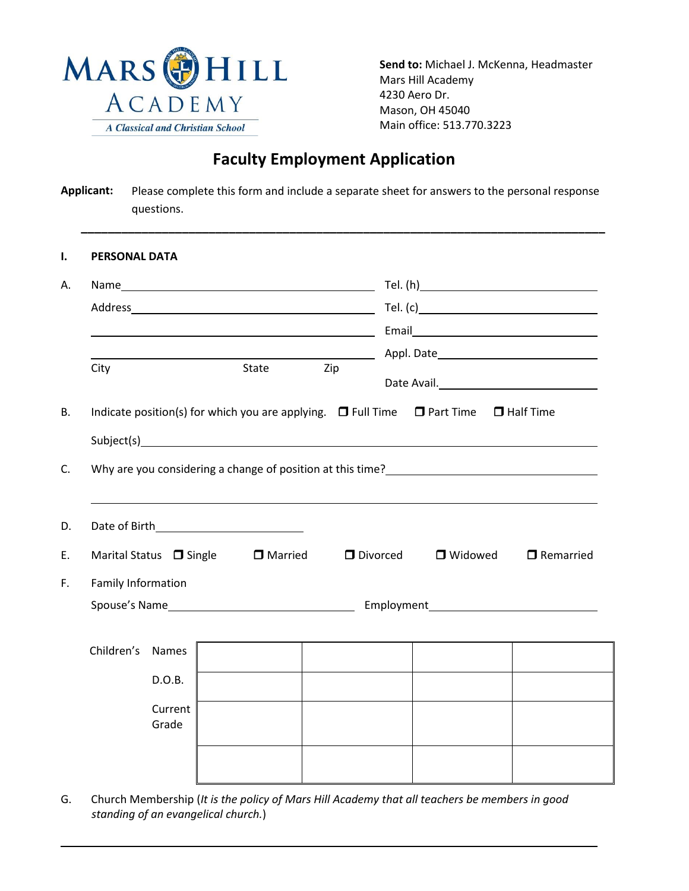**MARS HILL ACADEMY**
*A Classical and Christian School*

**Send to:** Michael J. McKenna, Headmaster
Mars Hill Academy
4230 Aero Dr.
Mason, OH 45040
Main office: 513.770.3223

# Faculty Employment Application

**Applicant:** Please complete this form and include a separate sheet for answers to the personal response questions.

---

## I. PERSONAL DATA

A. Name\_\_\_\_\_\_\_\_\_\_\_\_\_\_\_\_\_\_\_\_\_\_\_\_\_\_\_\_\_\_\_\_ Tel. (h)\_\_\_\_\_\_\_\_\_\_\_\_\_\_\_\_\_\_\_\_\_\_\_\_

Address\_\_\_\_\_\_\_\_\_\_\_\_\_\_\_\_\_\_\_\_\_\_\_\_\_\_\_\_\_\_\_\_ Tel. (c)\_\_\_\_\_\_\_\_\_\_\_\_\_\_\_\_\_\_\_\_\_\_\_\_

\_\_\_\_\_\_\_\_\_\_\_\_\_\_\_\_\_\_\_\_\_\_\_\_\_\_\_\_\_\_\_\_\_\_\_\_\_\_ Email\_\_\_\_\_\_\_\_\_\_\_\_\_\_\_\_\_\_\_\_\_\_\_\_

\_\_\_\_\_\_\_\_\_\_\_\_\_\_\_\_\_\_\_\_\_\_\_\_\_\_\_\_\_\_\_\_\_\_\_\_\_\_ Appl. Date\_\_\_\_\_\_\_\_\_\_\_\_\_\_\_\_\_\_\_\_\_\_\_\_

City State Zip Date Avail.\_\_\_\_\_\_\_\_\_\_\_\_\_\_\_\_\_\_\_\_\_\_\_\_

B. Indicate position(s) for which you are applying. ☐ Full Time ☐ Part Time ☐ Half Time

Subject(s)\_\_\_\_\_\_\_\_\_\_\_\_\_\_\_\_\_\_\_\_\_\_\_\_\_\_\_\_\_\_\_\_\_\_\_\_\_\_\_\_\_\_\_\_\_\_\_\_\_\_\_\_

C. Why are you considering a change of position at this time?\_\_\_\_\_\_\_\_\_\_\_\_\_\_\_\_\_\_\_\_\_\_\_\_

\_\_\_\_\_\_\_\_\_\_\_\_\_\_\_\_\_\_\_\_\_\_\_\_\_\_\_\_\_\_\_\_\_\_\_\_\_\_\_\_\_\_\_\_\_\_\_\_\_\_\_\_\_\_\_\_\_\_\_\_

D. Date of Birth\_\_\_\_\_\_\_\_\_\_\_\_\_\_\_\_\_\_\_\_\_\_\_\_

E. Marital Status ☐ Single ☐ Married ☐ Divorced ☐ Widowed ☐ Remarried

F. Family Information

Spouse's Name\_\_\_\_\_\_\_\_\_\_\_\_\_\_\_\_\_\_\_\_\_\_\_\_\_\_\_\_ Employment\_\_\_\_\_\_\_\_\_\_\_\_\_\_\_\_\_\_\_\_\_\_\_\_\_\_\_\_

| Children's | | | | |
|---|---|---|---|---|
| Names | | | | |
| D.O.B. | | | | |
| Current Grade | | | | |
| | | | | |

G. Church Membership (*It is the policy of Mars Hill Academy that all teachers be members in good standing of an evangelical church.*)

\_\_\_\_\_\_\_\_\_\_\_\_\_\_\_\_\_\_\_\_\_\_\_\_\_\_\_\_\_\_\_\_\_\_\_\_\_\_\_\_\_\_\_\_\_\_\_\_\_\_\_\_\_\_\_\_\_\_\_\_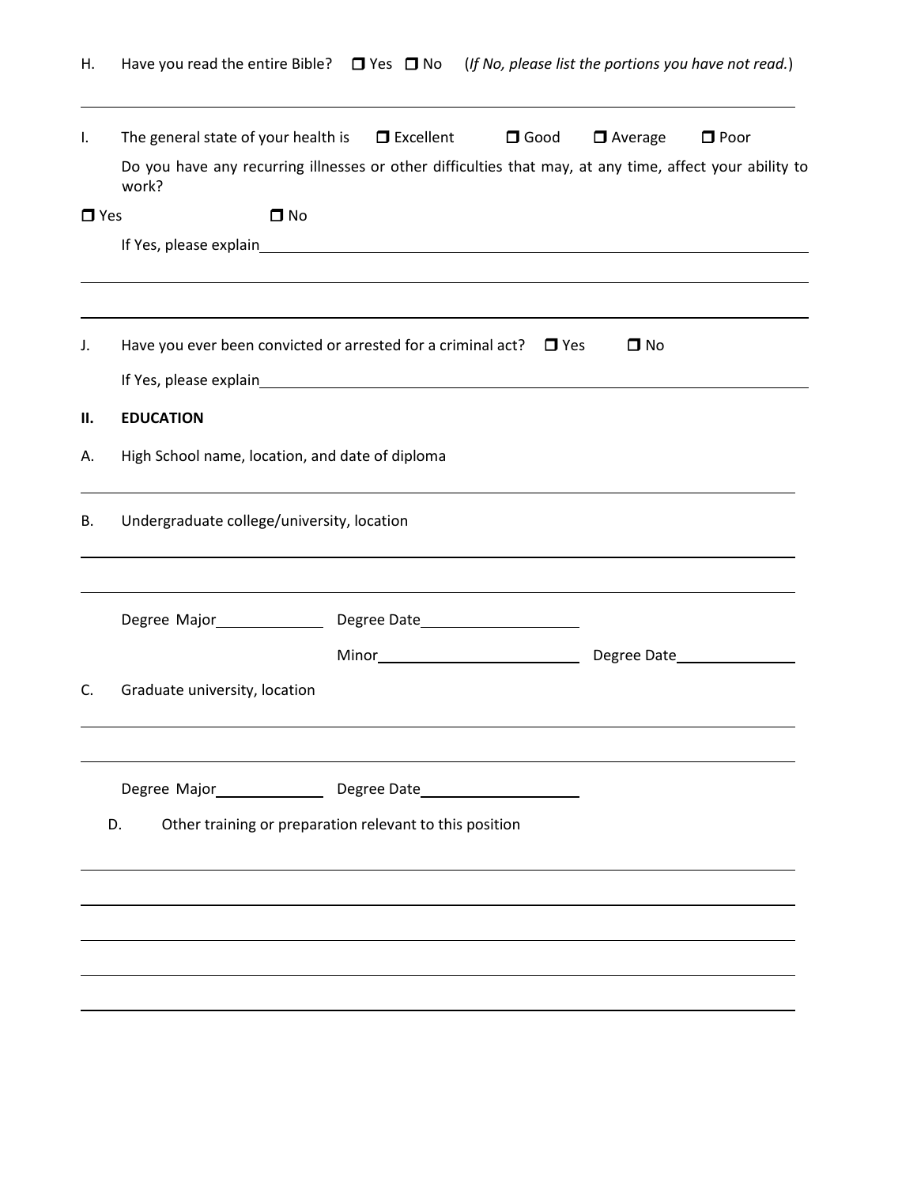H. Have you read the entire Bible? ☐ Yes ☐ No (*If No, please list the portions you have not read.*)

______________________________________________________________________

I. The general state of your health is ☐ Excellent ☐ Good ☐ Average ☐ Poor

Do you have any recurring illnesses or other difficulties that may, at any time, affect your ability to work?

☐ Yes ☐ No

If Yes, please explain______________________________________________________

______________________________________________________________________

______________________________________________________________________

J. Have you ever been convicted or arrested for a criminal act? ☐ Yes ☐ No

If Yes, please explain______________________________________________________

## II. EDUCATION

A. High School name, location, and date of diploma

______________________________________________________________________

B. Undergraduate college/university, location

______________________________________________________________________

______________________________________________________________________

Degree Major______________ Degree Date____________________

Minor__________________________ Degree Date_______________

C. Graduate university, location

______________________________________________________________________

______________________________________________________________________

Degree Major______________ Degree Date____________________

D. Other training or preparation relevant to this position

______________________________________________________________________

______________________________________________________________________

______________________________________________________________________

______________________________________________________________________

______________________________________________________________________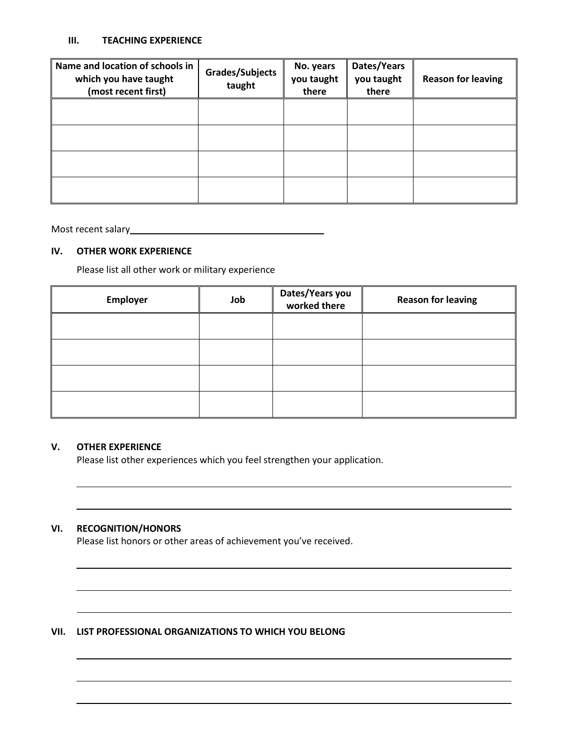### III. TEACHING EXPERIENCE

| Name and location of schools in which you have taught (most recent first) | Grades/Subjects taught | No. years you taught there | Dates/Years you taught there | Reason for leaving |
|---|---|---|---|---|
| | | | | |
| | | | | |
| | | | | |
| | | | | |

Most recent salary________________________________________

### IV. OTHER WORK EXPERIENCE

Please list all other work or military experience

| Employer | Job | Dates/Years you worked there | Reason for leaving |
|---|---|---|---|
| | | | |
| | | | |
| | | | |
| | | | |

### V. OTHER EXPERIENCE

Please list other experiences which you feel strengthen your application.

________________________________________________________________________________

________________________________________________________________________________

### VI. RECOGNITION/HONORS

Please list honors or other areas of achievement you've received.

________________________________________________________________________________

________________________________________________________________________________

________________________________________________________________________________

### VII. LIST PROFESSIONAL ORGANIZATIONS TO WHICH YOU BELONG

________________________________________________________________________________

________________________________________________________________________________

________________________________________________________________________________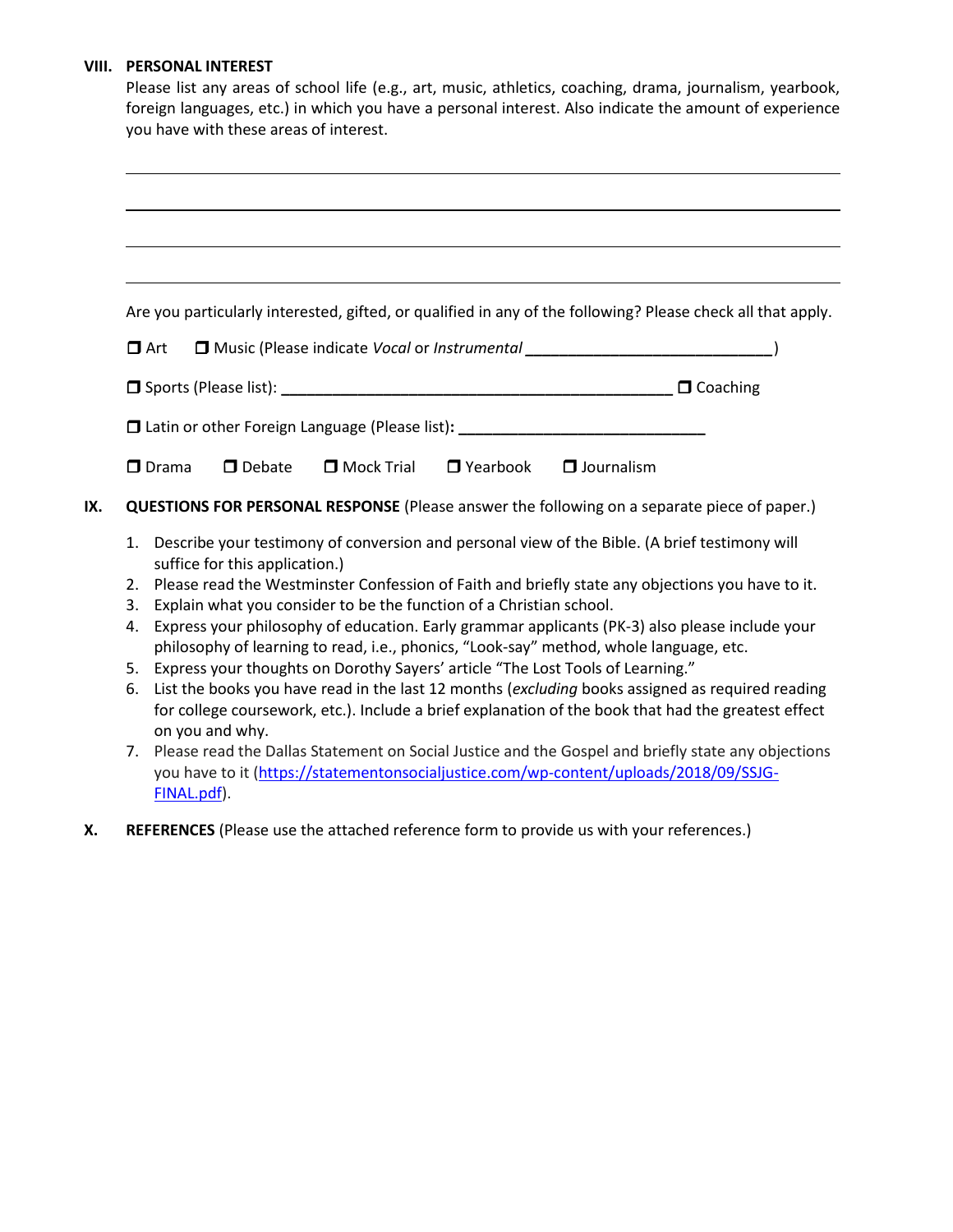## VIII. PERSONAL INTEREST

Please list any areas of school life (e.g., art, music, athletics, coaching, drama, journalism, yearbook, foreign languages, etc.) in which you have a personal interest. Also indicate the amount of experience you have with these areas of interest.

\_\_\_\_\_\_\_\_\_\_\_\_\_\_\_\_\_\_\_\_\_\_\_\_\_\_\_\_\_\_\_\_\_\_\_\_\_\_\_\_\_\_\_\_\_\_\_\_\_\_\_\_\_\_\_\_\_\_\_\_\_\_\_\_\_\_\_\_\_\_

\_\_\_\_\_\_\_\_\_\_\_\_\_\_\_\_\_\_\_\_\_\_\_\_\_\_\_\_\_\_\_\_\_\_\_\_\_\_\_\_\_\_\_\_\_\_\_\_\_\_\_\_\_\_\_\_\_\_\_\_\_\_\_\_\_\_\_\_\_\_

\_\_\_\_\_\_\_\_\_\_\_\_\_\_\_\_\_\_\_\_\_\_\_\_\_\_\_\_\_\_\_\_\_\_\_\_\_\_\_\_\_\_\_\_\_\_\_\_\_\_\_\_\_\_\_\_\_\_\_\_\_\_\_\_\_\_\_\_\_\_

\_\_\_\_\_\_\_\_\_\_\_\_\_\_\_\_\_\_\_\_\_\_\_\_\_\_\_\_\_\_\_\_\_\_\_\_\_\_\_\_\_\_\_\_\_\_\_\_\_\_\_\_\_\_\_\_\_\_\_\_\_\_\_\_\_\_\_\_\_\_

Are you particularly interested, gifted, or qualified in any of the following? Please check all that apply.

☐ Art ☐ Music (Please indicate *Vocal* or *Instrumental* ____________________________)

☐ Sports (Please list): ____________________________________________ ☐ Coaching

☐ Latin or other Foreign Language (Please list): ____________________________

☐ Drama ☐ Debate ☐ Mock Trial ☐ Yearbook ☐ Journalism

## IX. QUESTIONS FOR PERSONAL RESPONSE (Please answer the following on a separate piece of paper.)

1. Describe your testimony of conversion and personal view of the Bible. (A brief testimony will suffice for this application.)
2. Please read the Westminster Confession of Faith and briefly state any objections you have to it.
3. Explain what you consider to be the function of a Christian school.
4. Express your philosophy of education. Early grammar applicants (PK-3) also please include your philosophy of learning to read, i.e., phonics, "Look-say" method, whole language, etc.
5. Express your thoughts on Dorothy Sayers' article "The Lost Tools of Learning."
6. List the books you have read in the last 12 months (*excluding* books assigned as required reading for college coursework, etc.). Include a brief explanation of the book that had the greatest effect on you and why.
7. Please read the Dallas Statement on Social Justice and the Gospel and briefly state any objections you have to it (https://statementonsocialjustice.com/wp-content/uploads/2018/09/SSJG-FINAL.pdf).

## X. REFERENCES (Please use the attached reference form to provide us with your references.)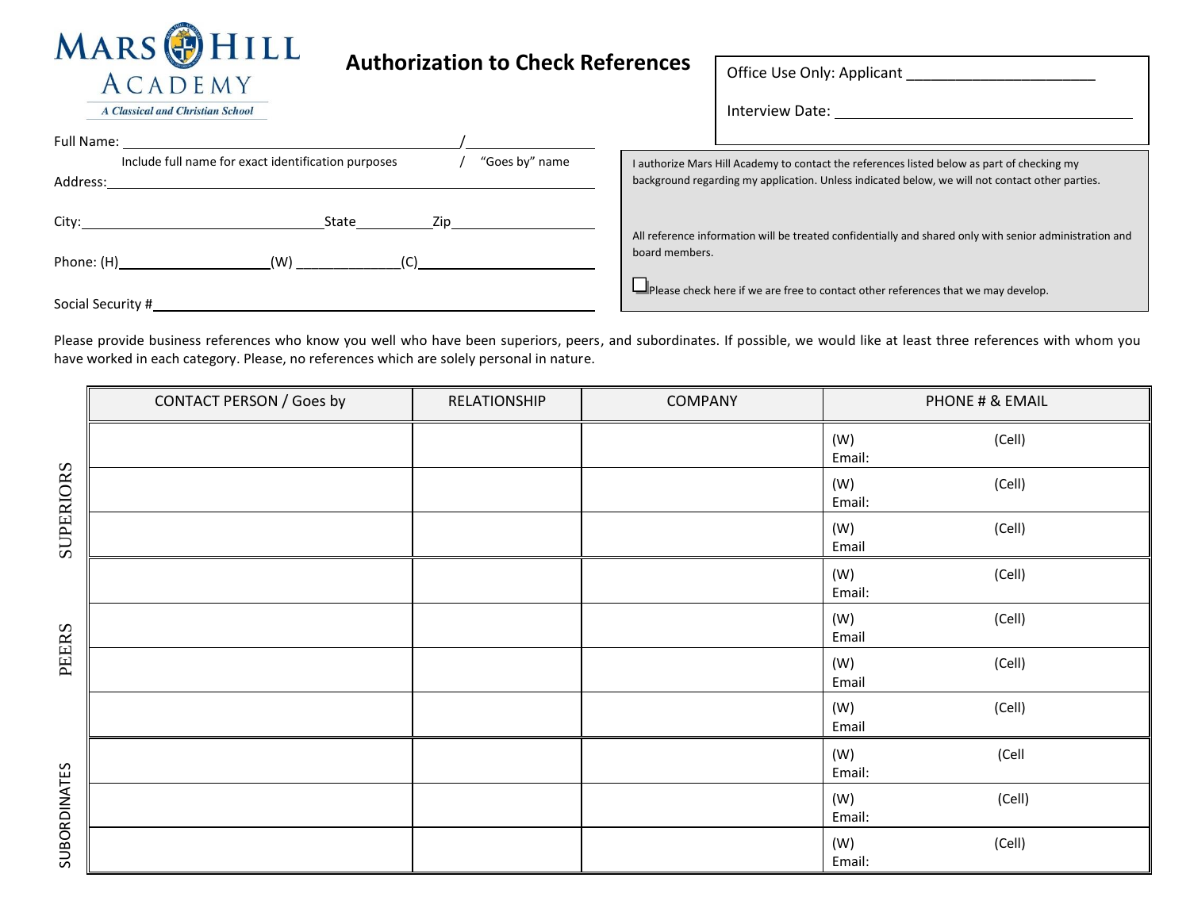**MARS HILL ACADEMY**
*A Classical and Christian School*

# Authorization to Check References

Office Use Only: Applicant ______________________

Interview Date: ______________________________________

Full Name: ____________________________________________ / ______________________
Include full name for exact identification purposes / "Goes by" name

Address: ______________________________________________________________

City: ________________________________ State __________ Zip ___________________

Phone: (H) __________________ (W) ______________ (C) ______________________

Social Security # ________________________________________________________

I authorize Mars Hill Academy to contact the references listed below as part of checking my background regarding my application. Unless indicated below, we will not contact other parties.

All reference information will be treated confidentially and shared only with senior administration and board members.

☐ Please check here if we are free to contact other references that we may develop.

Please provide business references who know you well who have been superiors, peers, and subordinates. If possible, we would like at least three references with whom you have worked in each category. Please, no references which are solely personal in nature.

| | CONTACT PERSON / Goes by | RELATIONSHIP | COMPANY | PHONE # & EMAIL |
|---|---|---|---|---|
| SUPERIORS | | | | (W) (Cell) Email: |
| | | | | (W) (Cell) Email: |
| | | | | (W) (Cell) Email |
| PEERS | | | | (W) (Cell) Email: |
| | | | | (W) (Cell) Email |
| | | | | (W) (Cell) Email |
| | | | | (W) (Cell) Email |
| SUBORDINATES | | | | (W) (Cell Email: |
| | | | | (W) (Cell) Email: |
| | | | | (W) (Cell) Email: |